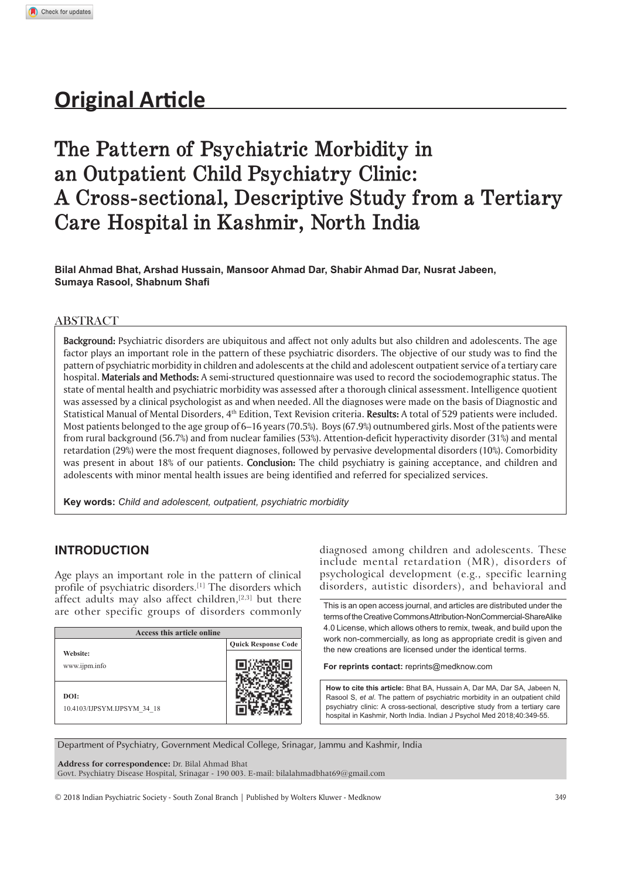## Original Article

# The Pattern of Psychiatric Morbidity in an Outpatient Child Psychiatry Clinic: A Cross-sectional, Descriptive Study from a Tertiary Care Hospital in Kashmir, North India

**Bilal Ahmad Bhat, Arshad Hussain, Mansoor Ahmad Dar, Shabir Ahmad Dar, Nusrat Jabeen, Sumaya Rasool, Shabnum Shafi**

## ABSTRACT

**Background:** Psychiatric disorders are ubiquitous and affect not only adults but also children and adolescents. The age factor plays an important role in the pattern of these psychiatric disorders. The objective of our study was to find the pattern of psychiatric morbidity in children and adolescents at the child and adolescent outpatient service of a tertiary care hospital. **Materials and Methods:** A semi-structured questionnaire was used to record the sociodemographic status. The state of mental health and psychiatric morbidity was assessed after a thorough clinical assessment. Intelligence quotient was assessed by a clinical psychologist as and when needed. All the diagnoses were made on the basis of Diagnostic and Statistical Manual of Mental Disorders, 4th Edition, Text Revision criteria. **Results:** A total of 529 patients were included. Most patients belonged to the age group of 6–16 years (70.5%). Boys (67.9%) outnumbered girls. Most of the patients were from rural background (56.7%) and from nuclear families (53%). Attention-deficit hyperactivity disorder (31%) and mental retardation (29%) were the most frequent diagnoses, followed by pervasive developmental disorders (10%). Comorbidity was present in about 18% of our patients. **Conclusion:** The child psychiatry is gaining acceptance, and children and adolescents with minor mental health issues are being identified and referred for specialized services.

**Key words:** *Child and adolescent, outpatient, psychiatric morbidity*

## INTRODUCTION

Age plays an important role in the pattern of clinical profile of psychiatric disorders.[1] The disorders which affect adults may also affect children,[2,3] but there are other specific groups of disorders commonly diagnosed among children and adolescents. These include mental retardation (MR), disorders of psychological development (e.g., specific learning disorders, autistic disorders), and behavioral and

| Access this article online | |
|---|---|
| **Website:** www.ijpm.info | **Quick Response Code** |
| **DOI:** 10.4103/IJPSYM.IJPSYM_34_18 | |

This is an open access journal, and articles are distributed under the terms of the Creative Commons Attribution-NonCommercial-ShareAlike 4.0 License, which allows others to remix, tweak, and build upon the work non-commercially, as long as appropriate credit is given and the new creations are licensed under the identical terms.

**For reprints contact:** reprints@medknow.com

**How to cite this article:** Bhat BA, Hussain A, Dar MA, Dar SA, Jabeen N, Rasool S, *et al*. The pattern of psychiatric morbidity in an outpatient child psychiatry clinic: A cross-sectional, descriptive study from a tertiary care hospital in Kashmir, North India. Indian J Psychol Med 2018;40:349-55.

Department of Psychiatry, Government Medical College, Srinagar, Jammu and Kashmir, India

**Address for correspondence:** Dr. Bilal Ahmad Bhat
Govt. Psychiatry Disease Hospital, Srinagar - 190 003. E-mail: bilalahmadbhat69@gmail.com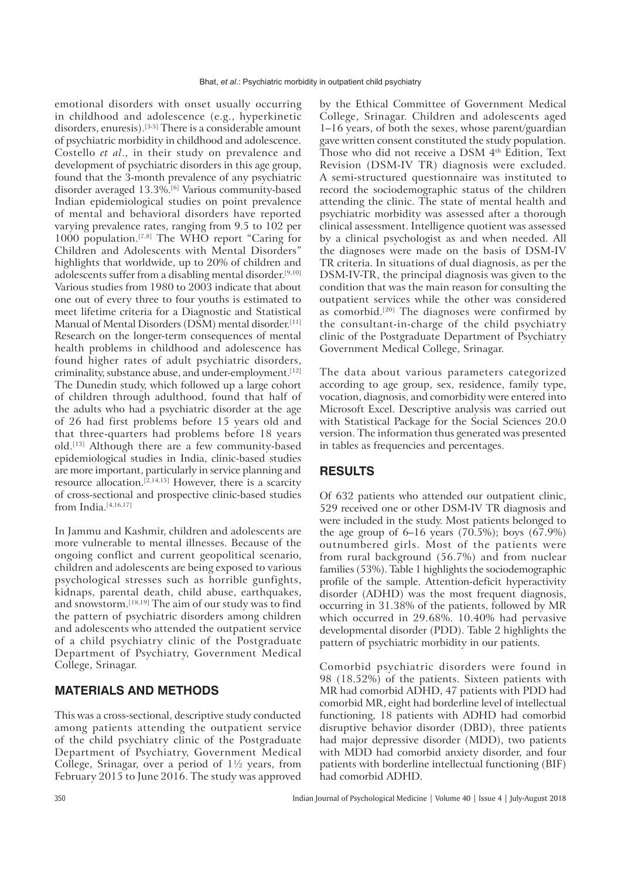emotional disorders with onset usually occurring in childhood and adolescence (e.g., hyperkinetic disorders, enuresis).[3-5] There is a considerable amount of psychiatric morbidity in childhood and adolescence. Costello *et al.*, in their study on prevalence and development of psychiatric disorders in this age group, found that the 3-month prevalence of any psychiatric disorder averaged 13.3%.[6] Various community-based Indian epidemiological studies on point prevalence of mental and behavioral disorders have reported varying prevalence rates, ranging from 9.5 to 102 per 1000 population.[7,8] The WHO report "Caring for Children and Adolescents with Mental Disorders" highlights that worldwide, up to 20% of children and adolescents suffer from a disabling mental disorder.[9,10] Various studies from 1980 to 2003 indicate that about one out of every three to four youths is estimated to meet lifetime criteria for a Diagnostic and Statistical Manual of Mental Disorders (DSM) mental disorder.[11] Research on the longer-term consequences of mental health problems in childhood and adolescence has found higher rates of adult psychiatric disorders, criminality, substance abuse, and under-employment.[12] The Dunedin study, which followed up a large cohort of children through adulthood, found that half of the adults who had a psychiatric disorder at the age of 26 had first problems before 15 years old and that three-quarters had problems before 18 years old.[13] Although there are a few community-based epidemiological studies in India, clinic-based studies are more important, particularly in service planning and resource allocation.[2,14,15] However, there is a scarcity of cross-sectional and prospective clinic-based studies from India.[4,16,17]

In Jammu and Kashmir, children and adolescents are more vulnerable to mental illnesses. Because of the ongoing conflict and current geopolitical scenario, children and adolescents are being exposed to various psychological stresses such as horrible gunfights, kidnaps, parental death, child abuse, earthquakes, and snowstorm.[18,19] The aim of our study was to find the pattern of psychiatric disorders among children and adolescents who attended the outpatient service of a child psychiatry clinic of the Postgraduate Department of Psychiatry, Government Medical College, Srinagar.

## MATERIALS AND METHODS

This was a cross-sectional, descriptive study conducted among patients attending the outpatient service of the child psychiatry clinic of the Postgraduate Department of Psychiatry, Government Medical College, Srinagar, over a period of 1½ years, from February 2015 to June 2016. The study was approved by the Ethical Committee of Government Medical College, Srinagar. Children and adolescents aged 1–16 years, of both the sexes, whose parent/guardian gave written consent constituted the study population. Those who did not receive a DSM 4th Edition, Text Revision (DSM-IV TR) diagnosis were excluded. A semi-structured questionnaire was instituted to record the sociodemographic status of the children attending the clinic. The state of mental health and psychiatric morbidity was assessed after a thorough clinical assessment. Intelligence quotient was assessed by a clinical psychologist as and when needed. All the diagnoses were made on the basis of DSM-IV TR criteria. In situations of dual diagnosis, as per the DSM-IV-TR, the principal diagnosis was given to the condition that was the main reason for consulting the outpatient services while the other was considered as comorbid.[20] The diagnoses were confirmed by the consultant-in-charge of the child psychiatry clinic of the Postgraduate Department of Psychiatry Government Medical College, Srinagar.

The data about various parameters categorized according to age group, sex, residence, family type, vocation, diagnosis, and comorbidity were entered into Microsoft Excel. Descriptive analysis was carried out with Statistical Package for the Social Sciences 20.0 version. The information thus generated was presented in tables as frequencies and percentages.

## RESULTS

Of 632 patients who attended our outpatient clinic, 529 received one or other DSM-IV TR diagnosis and were included in the study. Most patients belonged to the age group of 6–16 years (70.5%); boys (67.9%) outnumbered girls. Most of the patients were from rural background (56.7%) and from nuclear families (53%). Table 1 highlights the sociodemographic profile of the sample. Attention-deficit hyperactivity disorder (ADHD) was the most frequent diagnosis, occurring in 31.38% of the patients, followed by MR which occurred in 29.68%. 10.40% had pervasive developmental disorder (PDD). Table 2 highlights the pattern of psychiatric morbidity in our patients.

Comorbid psychiatric disorders were found in 98 (18.52%) of the patients. Sixteen patients with MR had comorbid ADHD, 47 patients with PDD had comorbid MR, eight had borderline level of intellectual functioning, 18 patients with ADHD had comorbid disruptive behavior disorder (DBD), three patients had major depressive disorder (MDD), two patients with MDD had comorbid anxiety disorder, and four patients with borderline intellectual functioning (BIF) had comorbid ADHD.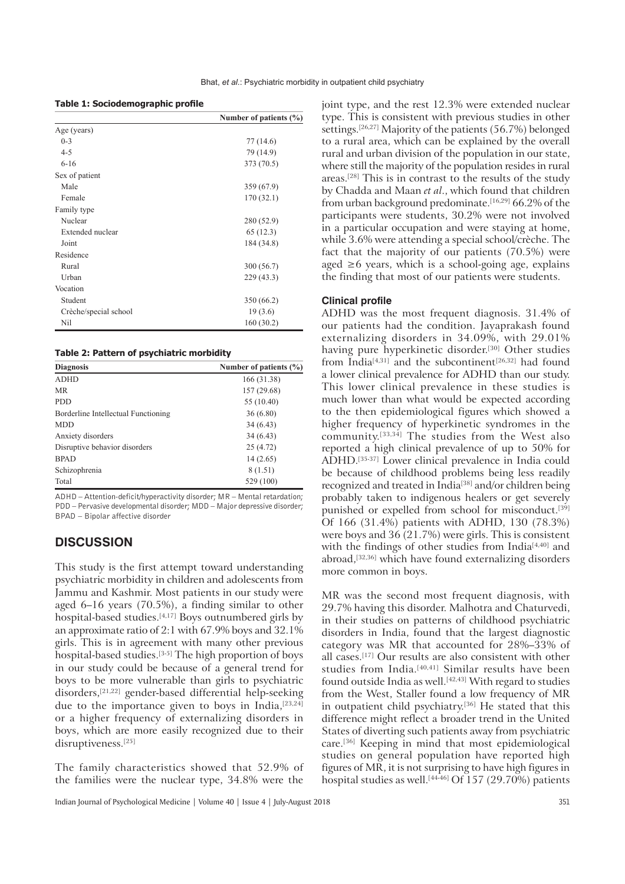**Table 1: Sociodemographic profile**

| | Number of patients (%) |
|---|---|
| Age (years) | |
| 0-3 | 77 (14.6) |
| 4-5 | 79 (14.9) |
| 6-16 | 373 (70.5) |
| Sex of patient | |
| Male | 359 (67.9) |
| Female | 170 (32.1) |
| Family type | |
| Nuclear | 280 (52.9) |
| Extended nuclear | 65 (12.3) |
| Joint | 184 (34.8) |
| Residence | |
| Rural | 300 (56.7) |
| Urban | 229 (43.3) |
| Vocation | |
| Student | 350 (66.2) |
| Crèche/special school | 19 (3.6) |
| Nil | 160 (30.2) |

**Table 2: Pattern of psychiatric morbidity**

| Diagnosis | Number of patients (%) |
|---|---|
| ADHD | 166 (31.38) |
| MR | 157 (29.68) |
| PDD | 55 (10.40) |
| Borderline Intellectual Functioning | 36 (6.80) |
| MDD | 34 (6.43) |
| Anxiety disorders | 34 (6.43) |
| Disruptive behavior disorders | 25 (4.72) |
| BPAD | 14 (2.65) |
| Schizophrenia | 8 (1.51) |
| Total | 529 (100) |

ADHD – Attention-deficit/hyperactivity disorder; MR – Mental retardation; PDD – Pervasive developmental disorder; MDD – Major depressive disorder; BPAD – Bipolar affective disorder

## DISCUSSION

This study is the first attempt toward understanding psychiatric morbidity in children and adolescents from Jammu and Kashmir. Most patients in our study were aged 6–16 years (70.5%), a finding similar to other hospital-based studies.[4,17] Boys outnumbered girls by an approximate ratio of 2:1 with 67.9% boys and 32.1% girls. This is in agreement with many other previous hospital-based studies.[3-5] The high proportion of boys in our study could be because of a general trend for boys to be more vulnerable than girls to psychiatric disorders,[21,22] gender-based differential help-seeking due to the importance given to boys in India,[23,24] or a higher frequency of externalizing disorders in boys, which are more easily recognized due to their disruptiveness.[25]

The family characteristics showed that 52.9% of the families were the nuclear type, 34.8% were the joint type, and the rest 12.3% were extended nuclear type. This is consistent with previous studies in other settings.[26,27] Majority of the patients (56.7%) belonged to a rural area, which can be explained by the overall rural and urban division of the population in our state, where still the majority of the population resides in rural areas.[28] This is in contrast to the results of the study by Chadda and Maan *et al*., which found that children from urban background predominate.[16,29] 66.2% of the participants were students, 30.2% were not involved in a particular occupation and were staying at home, while 3.6% were attending a special school/crèche. The fact that the majority of our patients (70.5%) were aged ≥6 years, which is a school-going age, explains the finding that most of our patients were students.

### Clinical profile

ADHD was the most frequent diagnosis. 31.4% of our patients had the condition. Jayaprakash found externalizing disorders in 34.09%, with 29.01% having pure hyperkinetic disorder.[30] Other studies from India[4,31] and the subcontinent[26,32] had found a lower clinical prevalence for ADHD than our study. This lower clinical prevalence in these studies is much lower than what would be expected according to the then epidemiological figures which showed a higher frequency of hyperkinetic syndromes in the community.[33,34] The studies from the West also reported a high clinical prevalence of up to 50% for ADHD.[35-37] Lower clinical prevalence in India could be because of childhood problems being less readily recognized and treated in India[38] and/or children being probably taken to indigenous healers or get severely punished or expelled from school for misconduct.[39] Of 166 (31.4%) patients with ADHD, 130 (78.3%) were boys and 36 (21.7%) were girls. This is consistent with the findings of other studies from India[4,40] and abroad,[32,36] which have found externalizing disorders more common in boys.

MR was the second most frequent diagnosis, with 29.7% having this disorder. Malhotra and Chaturvedi, in their studies on patterns of childhood psychiatric disorders in India, found that the largest diagnostic category was MR that accounted for 28%–33% of all cases.[17] Our results are also consistent with other studies from India.[40,41] Similar results have been found outside India as well.[42,43] With regard to studies from the West, Staller found a low frequency of MR in outpatient child psychiatry.[36] He stated that this difference might reflect a broader trend in the United States of diverting such patients away from psychiatric care.[36] Keeping in mind that most epidemiological studies on general population have reported high figures of MR, it is not surprising to have high figures in hospital studies as well.[44-46] Of 157 (29.70%) patients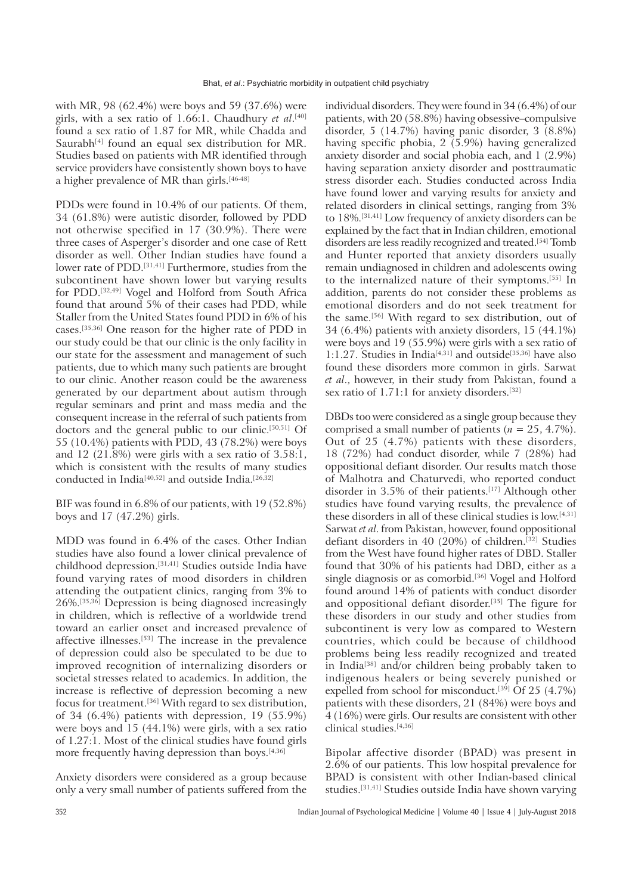with MR, 98 (62.4%) were boys and 59 (37.6%) were girls, with a sex ratio of 1.66:1. Chaudhury *et al*.[40] found a sex ratio of 1.87 for MR, while Chadda and Saurabh[4] found an equal sex distribution for MR. Studies based on patients with MR identified through service providers have consistently shown boys to have a higher prevalence of MR than girls.[46-48]

PDDs were found in 10.4% of our patients. Of them, 34 (61.8%) were autistic disorder, followed by PDD not otherwise specified in 17 (30.9%). There were three cases of Asperger's disorder and one case of Rett disorder as well. Other Indian studies have found a lower rate of PDD.[31,41] Furthermore, studies from the subcontinent have shown lower but varying results for PDD.[32,49] Vogel and Holford from South Africa found that around 5% of their cases had PDD, while Staller from the United States found PDD in 6% of his cases.[35,36] One reason for the higher rate of PDD in our study could be that our clinic is the only facility in our state for the assessment and management of such patients, due to which many such patients are brought to our clinic. Another reason could be the awareness generated by our department about autism through regular seminars and print and mass media and the consequent increase in the referral of such patients from doctors and the general public to our clinic.[50,51] Of 55 (10.4%) patients with PDD, 43 (78.2%) were boys and 12 (21.8%) were girls with a sex ratio of 3.58:1, which is consistent with the results of many studies conducted in India[40,52] and outside India.[26,32]

BIF was found in 6.8% of our patients, with 19 (52.8%) boys and 17 (47.2%) girls.

MDD was found in 6.4% of the cases. Other Indian studies have also found a lower clinical prevalence of childhood depression.[31,41] Studies outside India have found varying rates of mood disorders in children attending the outpatient clinics, ranging from 3% to 26%.[35,36] Depression is being diagnosed increasingly in children, which is reflective of a worldwide trend toward an earlier onset and increased prevalence of affective illnesses.[53] The increase in the prevalence of depression could also be speculated to be due to improved recognition of internalizing disorders or societal stresses related to academics. In addition, the increase is reflective of depression becoming a new focus for treatment.[36] With regard to sex distribution, of 34 (6.4%) patients with depression, 19 (55.9%) were boys and 15 (44.1%) were girls, with a sex ratio of 1.27:1. Most of the clinical studies have found girls more frequently having depression than boys.[4,36]

Anxiety disorders were considered as a group because only a very small number of patients suffered from the individual disorders. They were found in 34 (6.4%) of our patients, with 20 (58.8%) having obsessive–compulsive disorder, 5 (14.7%) having panic disorder, 3 (8.8%) having specific phobia, 2 (5.9%) having generalized anxiety disorder and social phobia each, and 1 (2.9%) having separation anxiety disorder and posttraumatic stress disorder each. Studies conducted across India have found lower and varying results for anxiety and related disorders in clinical settings, ranging from 3% to 18%.[31,41] Low frequency of anxiety disorders can be explained by the fact that in Indian children, emotional disorders are less readily recognized and treated.[54] Tomb and Hunter reported that anxiety disorders usually remain undiagnosed in children and adolescents owing to the internalized nature of their symptoms.[55] In addition, parents do not consider these problems as emotional disorders and do not seek treatment for the same.[56] With regard to sex distribution, out of 34 (6.4%) patients with anxiety disorders, 15 (44.1%) were boys and 19 (55.9%) were girls with a sex ratio of 1:1.27. Studies in India[4,31] and outside[35,36] have also found these disorders more common in girls. Sarwat *et al*., however, in their study from Pakistan, found a sex ratio of 1.71:1 for anxiety disorders.[32]

DBDs too were considered as a single group because they comprised a small number of patients ($n$ = 25, 4.7%). Out of 25 (4.7%) patients with these disorders, 18 (72%) had conduct disorder, while 7 (28%) had oppositional defiant disorder. Our results match those of Malhotra and Chaturvedi, who reported conduct disorder in 3.5% of their patients.[17] Although other studies have found varying results, the prevalence of these disorders in all of these clinical studies is low.[4,31] Sarwat *et al*. from Pakistan, however, found oppositional defiant disorders in 40 (20%) of children.[32] Studies from the West have found higher rates of DBD. Staller found that 30% of his patients had DBD, either as a single diagnosis or as comorbid.[36] Vogel and Holford found around 14% of patients with conduct disorder and oppositional defiant disorder.[35] The figure for these disorders in our study and other studies from subcontinent is very low as compared to Western countries, which could be because of childhood problems being less readily recognized and treated in India[38] and/or children being probably taken to indigenous healers or being severely punished or expelled from school for misconduct.[39] Of 25 (4.7%) patients with these disorders, 21 (84%) were boys and 4 (16%) were girls. Our results are consistent with other clinical studies.[4,36]

Bipolar affective disorder (BPAD) was present in 2.6% of our patients. This low hospital prevalence for BPAD is consistent with other Indian-based clinical studies.[31,41] Studies outside India have shown varying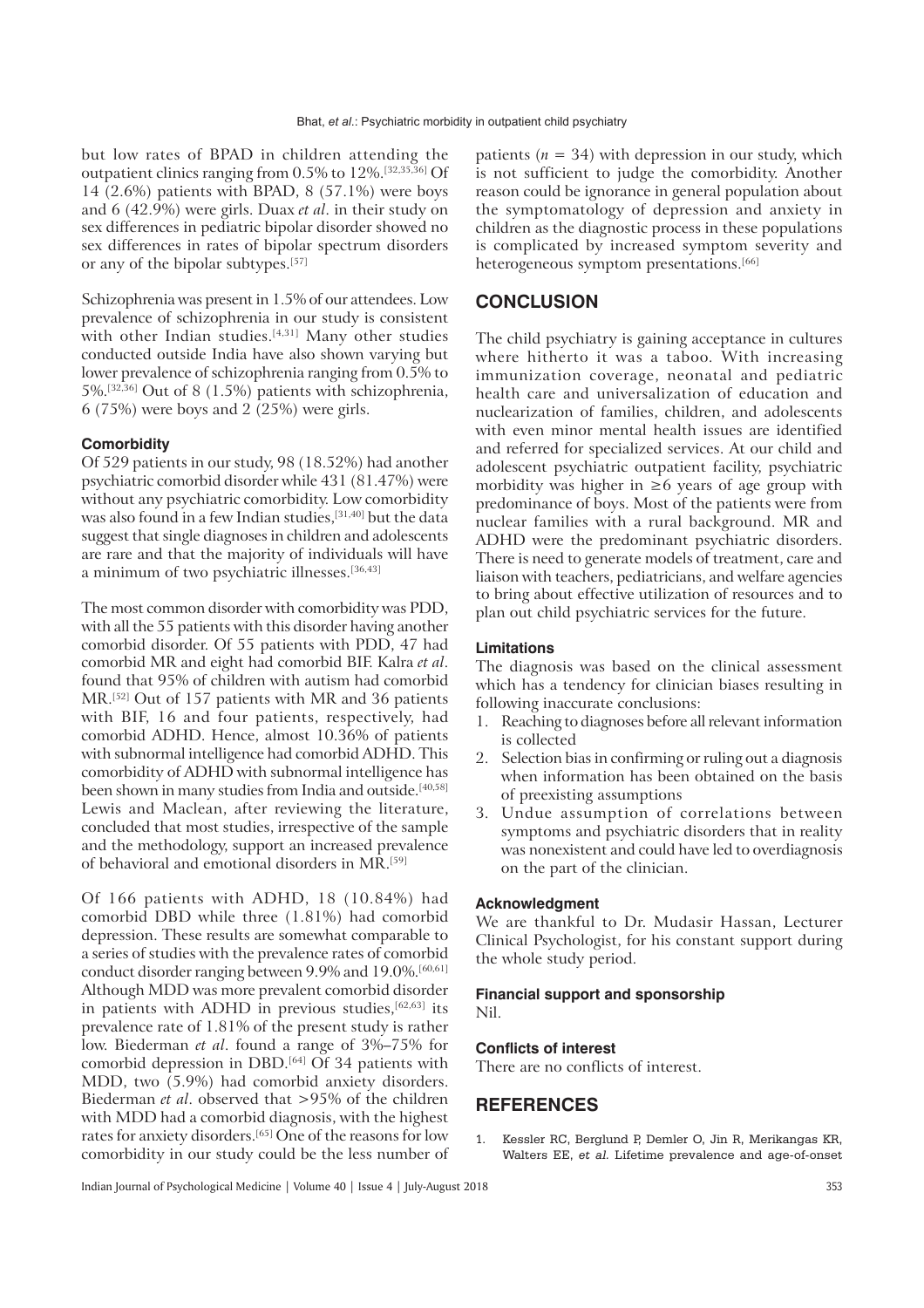but low rates of BPAD in children attending the outpatient clinics ranging from 0.5% to 12%.[32,35,36] Of 14 (2.6%) patients with BPAD, 8 (57.1%) were boys and 6 (42.9%) were girls. Duax *et al*. in their study on sex differences in pediatric bipolar disorder showed no sex differences in rates of bipolar spectrum disorders or any of the bipolar subtypes.[57]

Schizophrenia was present in 1.5% of our attendees. Low prevalence of schizophrenia in our study is consistent with other Indian studies.[4,31] Many other studies conducted outside India have also shown varying but lower prevalence of schizophrenia ranging from 0.5% to 5%.[32,36] Out of 8 (1.5%) patients with schizophrenia, 6 (75%) were boys and 2 (25%) were girls.

### Comorbidity

Of 529 patients in our study, 98 (18.52%) had another psychiatric comorbid disorder while 431 (81.47%) were without any psychiatric comorbidity. Low comorbidity was also found in a few Indian studies,[31,40] but the data suggest that single diagnoses in children and adolescents are rare and that the majority of individuals will have a minimum of two psychiatric illnesses.[36,43]

The most common disorder with comorbidity was PDD, with all the 55 patients with this disorder having another comorbid disorder. Of 55 patients with PDD, 47 had comorbid MR and eight had comorbid BIF. Kalra *et al*. found that 95% of children with autism had comorbid MR.[52] Out of 157 patients with MR and 36 patients with BIF, 16 and four patients, respectively, had comorbid ADHD. Hence, almost 10.36% of patients with subnormal intelligence had comorbid ADHD. This comorbidity of ADHD with subnormal intelligence has been shown in many studies from India and outside.[40,58] Lewis and Maclean, after reviewing the literature, concluded that most studies, irrespective of the sample and the methodology, support an increased prevalence of behavioral and emotional disorders in MR.[59]

Of 166 patients with ADHD, 18 (10.84%) had comorbid DBD while three (1.81%) had comorbid depression. These results are somewhat comparable to a series of studies with the prevalence rates of comorbid conduct disorder ranging between 9.9% and 19.0%.[60,61] Although MDD was more prevalent comorbid disorder in patients with ADHD in previous studies,[62,63] its prevalence rate of 1.81% of the present study is rather low. Biederman *et al*. found a range of 3%–75% for comorbid depression in DBD.[64] Of 34 patients with MDD, two (5.9%) had comorbid anxiety disorders. Biederman *et al*. observed that >95% of the children with MDD had a comorbid diagnosis, with the highest rates for anxiety disorders.[65] One of the reasons for low comorbidity in our study could be the less number of patients ($n = 34$) with depression in our study, which is not sufficient to judge the comorbidity. Another reason could be ignorance in general population about the symptomatology of depression and anxiety in children as the diagnostic process in these populations is complicated by increased symptom severity and heterogeneous symptom presentations.[66]

## CONCLUSION

The child psychiatry is gaining acceptance in cultures where hitherto it was a taboo. With increasing immunization coverage, neonatal and pediatric health care and universalization of education and nuclearization of families, children, and adolescents with even minor mental health issues are identified and referred for specialized services. At our child and adolescent psychiatric outpatient facility, psychiatric morbidity was higher in ≥6 years of age group with predominance of boys. Most of the patients were from nuclear families with a rural background. MR and ADHD were the predominant psychiatric disorders. There is need to generate models of treatment, care and liaison with teachers, pediatricians, and welfare agencies to bring about effective utilization of resources and to plan out child psychiatric services for the future.

### Limitations

The diagnosis was based on the clinical assessment which has a tendency for clinician biases resulting in following inaccurate conclusions:

1. Reaching to diagnoses before all relevant information is collected
2. Selection bias in confirming or ruling out a diagnosis when information has been obtained on the basis of preexisting assumptions
3. Undue assumption of correlations between symptoms and psychiatric disorders that in reality was nonexistent and could have led to overdiagnosis on the part of the clinician.

### Acknowledgment

We are thankful to Dr. Mudasir Hassan, Lecturer Clinical Psychologist, for his constant support during the whole study period.

### Financial support and sponsorship

Nil.

### Conflicts of interest

There are no conflicts of interest.

## REFERENCES

1. Kessler RC, Berglund P, Demler O, Jin R, Merikangas KR, Walters EE, *et al.* Lifetime prevalence and age-of-onset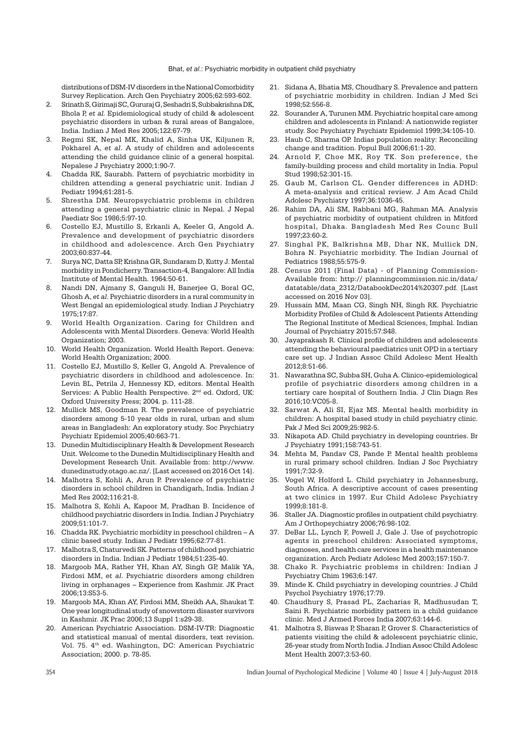distributions of DSM-IV disorders in the National Comorbidity Survey Replication. Arch Gen Psychiatry 2005;62:593-602.

2. Srinath S, Girimaji SC, Gururaj G, Seshadri S, Subbakrishna DK, Bhola P, *et al*. Epidemiological study of child & adolescent psychiatric disorders in urban & rural areas of Bangalore, India. Indian J Med Res 2005;122:67-79.
3. Regmi SK, Nepal MK, Khalid A, Sinha UK, Kiljunen R, Pokharel A, *et al*. A study of children and adolescents attending the child guidance clinic of a general hospital. Nepalese J Psychiatry 2000;1:90-7.
4. Chadda RK, Saurabh. Pattern of psychiatric morbidity in children attending a general psychiatric unit. Indian J Pediatr 1994;61:281-5.
5. Shrestha DM. Neuropsychiatric problems in children attending a general psychiatric clinic in Nepal. J Nepal Paediatr Soc 1986;5:97-10.
6. Costello EJ, Mustillo S, Erkanli A, Keeler G, Angold A. Prevalence and development of psychiatric disorders in childhood and adolescence. Arch Gen Psychiatry 2003;60:837-44.
7. Surya NC, Datta SP, Krishna GR, Sundaram D, Kutty J. Mental morbidity in Pondicherry. Transaction-4, Bangalore: All India Institute of Mental Health. 1964:50-61.
8. Nandi DN, Ajmany S, Ganguli H, Banerjee G, Boral GC, Ghosh A, *et al*. Psychiatric disorders in a rural community in West Bengal an epidemiological study. Indian J Psychiatry 1975;17:87.
9. World Health Organization. Caring for Children and Adolescents with Mental Disorders. Geneva: World Health Organization; 2003.
10. World Health Organization. World Health Report. Geneva: World Health Organization; 2000.
11. Costello EJ, Mustillo S, Keller G, Angold A. Prevalence of psychiatric disorders in childhood and adolescence. In: Levin BL, Petrila J, Hennessy KD, editors. Mental Health Services: A Public Health Perspective. 2nd ed. Oxford, UK: Oxford University Press; 2004. p. 111-28.
12. Mullick MS, Goodman R. The prevalence of psychiatric disorders among 5-10 year olds in rural, urban and slum areas in Bangladesh: An exploratory study. Soc Psychiatry Psychiatr Epidemiol 2005;40:663-71.
13. Dunedin Multidisciplinary Health & Development Research Unit. Welcome to the Dunedin Multidisciplinary Health and Development Research Unit. Available from: http://www.dunedinstudy.otago.ac.nz/. [Last accessed on 2016 Oct 14].
14. Malhotra S, Kohli A, Arun P. Prevalence of psychiatric disorders in school children in Chandigarh, India. Indian J Med Res 2002;116:21-8.
15. Malhotra S, Kohli A, Kapoor M, Pradhan B. Incidence of childhood psychiatric disorders in India. Indian J Psychiatry 2009;51:101-7.
16. Chadda RK. Psychiatric morbidity in preschool children – A clinic based study. Indian J Pediatr 1995;62:77-81.
17. Malhotra S, Chaturvedi SK. Patterns of childhood psychiatric disorders in India. Indian J Pediatr 1984;51:235-40.
18. Margoob MA, Rather YH, Khan AY, Singh GP, Malik YA, Firdosi MM, *et al*. Psychiatric disorders among children living in orphanages – Experience from Kashmir. JK Pract 2006;13:S53-5.
19. Margoob MA, Khan AY, Firdosi MM, Sheikh AA, Shaukat T. One year longitudinal study of snowstorm disaster survivors in Kashmir. JK Prac 2006;13 Suppl 1:s29-38.
20. American Psychiatric Association. DSM-IV-TR: Diagnostic and statistical manual of mental disorders, text revision. Vol. 75. 4th ed. Washington, DC: American Psychiatric Association; 2000. p. 78-85.
21. Sidana A, Bhatia MS, Choudhary S. Prevalence and pattern of psychiatric morbidity in children. Indian J Med Sci 1998;52:556-8.
22. Sourander A, Turunen MM. Psychiatric hospital care among children and adolescents in Finland: A nationwide register study. Soc Psychiatry Psychiatr Epidemiol 1999;34:105-10.
23. Haub C, Sharma OP. Indias population reality: Reconciling change and tradition. Popul Bull 2006;61:1-20.
24. Arnold F, Choe MK, Roy TK. Son preference, the family-building process and child mortality in India. Popul Stud 1998;52:301-15.
25. Gaub M, Carlson CL. Gender differences in ADHD: A meta-analysis and critical review. J Am Acad Child Adolesc Psychiatry 1997;36:1036-45.
26. Rahim DA, Ali SM, Rabbani MG, Rahman MA. Analysis of psychiatric morbidity of outpatient children in Mitford hospital, Dhaka. Bangladesh Med Res Counc Bull 1997;23:60-2.
27. Singhal PK, Balkrishna MB, Dhar NK, Mullick DN, Bohra N. Psychiatric morbidity. The Indian Journal of Pediatrics 1988;55:575-9.
28. Census 2011 (Final Data) - of Planning Commission-Available from: http:// planningcommission.nic.in/data/datatable/data_2312/DatabookDec2014%20307.pdf. [Last accessed on 2016 Nov 03].
29. Hussain MM, Maan CG, Singh NH, Singh RK. Psychiatric Morbidity Profiles of Child & Adolescent Patients Attending The Regional Institute of Medical Sciences, Imphal. Indian Journal of Psychiatry 2015;57:S48.
30. Jayaprakash R. Clinical profile of children and adolescents attending the behavioural paediatrics unit OPD in a tertiary care set up. J Indian Assoc Child Adolesc Ment Health 2012;8:51-66.
31. Nawarathna SC, Subba SH, Guha A. Clinico-epidemiological profile of psychiatric disorders among children in a tertiary care hospital of Southern India. J Clin Diagn Res 2016;10:VC05-8.
32. Sarwat A, Ali SI, Ejaz MS. Mental health morbidity in children: A hospital based study in child psychiatry clinic. Pak J Med Sci 2009;25:982-5.
33. Nikapota AD. Child psychiatry in developing countries. Br J Psychiatry 1991;158:743-51.
34. Mehta M, Pandav CS, Pande P. Mental health problems in rural primary school children. Indian J Soc Psychiatry 1991;7:32-9.
35. Vogel W, Holford L. Child psychiatry in Johannesburg, South Africa. A descriptive account of cases presenting at two clinics in 1997. Eur Child Adolesc Psychiatry 1999;8:181-8.
36. Staller JA. Diagnostic profiles in outpatient child psychiatry. Am J Orthopsychiatry 2006;76:98-102.
37. DeBar LL, Lynch F, Powell J, Gale J. Use of psychotropic agents in preschool children: Associated symptoms, diagnoses, and health care services in a health maintenance organization. Arch Pediatr Adolesc Med 2003;157:150-7.
38. Chako R. Psychiatric problems in children: Indian J Psychiatry Chim 1963;6:147.
39. Minde K. Child psychiatry in developing countries. J Child Psychol Psychiatry 1976;17:79.
40. Chaudhury S, Prasad PL, Zacharias R, Madhusudan T, Saini R. Psychiatric morbidity pattern in a child guidance clinic. Med J Armed Forces India 2007;63:144-6.
41. Malhotra S, Biswas P, Sharan P, Grover S. Characteristics of patients visiting the child & adolescent psychiatric clinic, 26-year study from North India. J Indian Assoc Child Adolesc Ment Health 2007;3:53-60.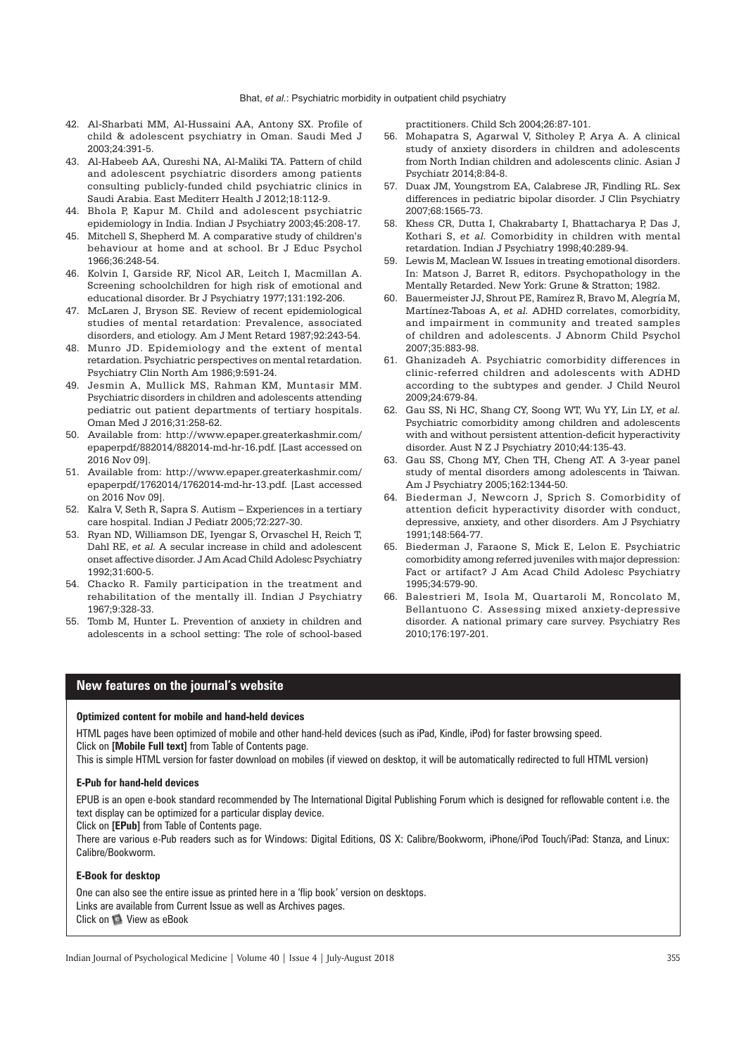42. Al-Sharbati MM, Al-Hussaini AA, Antony SX. Profile of child & adolescent psychiatry in Oman. Saudi Med J 2003;24:391-5.
43. Al-Habeeb AA, Qureshi NA, Al-Maliki TA. Pattern of child and adolescent psychiatric disorders among patients consulting publicly-funded child psychiatric clinics in Saudi Arabia. East Mediterr Health J 2012;18:112-9.
44. Bhola P, Kapur M. Child and adolescent psychiatric epidemiology in India. Indian J Psychiatry 2003;45:208-17.
45. Mitchell S, Shepherd M. A comparative study of children's behaviour at home and at school. Br J Educ Psychol 1966;36:248-54.
46. Kolvin I, Garside RF, Nicol AR, Leitch I, Macmillan A. Screening schoolchildren for high risk of emotional and educational disorder. Br J Psychiatry 1977;131:192-206.
47. McLaren J, Bryson SE. Review of recent epidemiological studies of mental retardation: Prevalence, associated disorders, and etiology. Am J Ment Retard 1987;92:243-54.
48. Munro JD. Epidemiology and the extent of mental retardation. Psychiatric perspectives on mental retardation. Psychiatry Clin North Am 1986;9:591-24.
49. Jesmin A, Mullick MS, Rahman KM, Muntasir MM. Psychiatric disorders in children and adolescents attending pediatric out patient departments of tertiary hospitals. Oman Med J 2016;31:258-62.
50. Available from: http://www.epaper.greaterkashmir.com/epaperpdf/882014/882014-md-hr-16.pdf. [Last accessed on 2016 Nov 09].
51. Available from: http://www.epaper.greaterkashmir.com/epaperpdf/1762014/1762014-md-hr-13.pdf. [Last accessed on 2016 Nov 09].
52. Kalra V, Seth R, Sapra S. Autism – Experiences in a tertiary care hospital. Indian J Pediatr 2005;72:227-30.
53. Ryan ND, Williamson DE, Iyengar S, Orvaschel H, Reich T, Dahl RE, *et al.* A secular increase in child and adolescent onset affective disorder. J Am Acad Child Adolesc Psychiatry 1992;31:600-5.
54. Chacko R. Family participation in the treatment and rehabilitation of the mentally ill. Indian J Psychiatry 1967;9:328-33.
55. Tomb M, Hunter L. Prevention of anxiety in children and adolescents in a school setting: The role of school-based practitioners. Child Sch 2004;26:87-101.
56. Mohapatra S, Agarwal V, Sitholey P, Arya A. A clinical study of anxiety disorders in children and adolescents from North Indian children and adolescents clinic. Asian J Psychiatr 2014;8:84-8.
57. Duax JM, Youngstrom EA, Calabrese JR, Findling RL. Sex differences in pediatric bipolar disorder. J Clin Psychiatry 2007;68:1565-73.
58. Khess CR, Dutta I, Chakrabarty I, Bhattacharya P, Das J, Kothari S, *et al.* Comorbidity in children with mental retardation. Indian J Psychiatry 1998;40:289-94.
59. Lewis M, Maclean W. Issues in treating emotional disorders. In: Matson J, Barret R, editors. Psychopathology in the Mentally Retarded. New York: Grune & Stratton; 1982.
60. Bauermeister JJ, Shrout PE, Ramírez R, Bravo M, Alegría M, Martínez-Taboas A, *et al.* ADHD correlates, comorbidity, and impairment in community and treated samples of children and adolescents. J Abnorm Child Psychol 2007;35:883-98.
61. Ghanizadeh A. Psychiatric comorbidity differences in clinic-referred children and adolescents with ADHD according to the subtypes and gender. J Child Neurol 2009;24:679-84.
62. Gau SS, Ni HC, Shang CY, Soong WT, Wu YY, Lin LY, *et al.* Psychiatric comorbidity among children and adolescents with and without persistent attention-deficit hyperactivity disorder. Aust N Z J Psychiatry 2010;44:135-43.
63. Gau SS, Chong MY, Chen TH, Cheng AT. A 3-year panel study of mental disorders among adolescents in Taiwan. Am J Psychiatry 2005;162:1344-50.
64. Biederman J, Newcorn J, Sprich S. Comorbidity of attention deficit hyperactivity disorder with conduct, depressive, anxiety, and other disorders. Am J Psychiatry 1991;148:564-77.
65. Biederman J, Faraone S, Mick E, Lelon E. Psychiatric comorbidity among referred juveniles with major depression: Fact or artifact? J Am Acad Child Adolesc Psychiatry 1995;34:579-90.
66. Balestrieri M, Isola M, Quartaroli M, Roncolato M, Bellantuono C. Assessing mixed anxiety-depressive disorder. A national primary care survey. Psychiatry Res 2010;176:197-201.

## New features on the journal's website

**Optimized content for mobile and hand-held devices**

HTML pages have been optimized of mobile and other hand-held devices (such as iPad, Kindle, iPod) for faster browsing speed.
Click on **[Mobile Full text]** from Table of Contents page.
This is simple HTML version for faster download on mobiles (if viewed on desktop, it will be automatically redirected to full HTML version)

**E-Pub for hand-held devices**

EPUB is an open e-book standard recommended by The International Digital Publishing Forum which is designed for reflowable content i.e. the text display can be optimized for a particular display device.
Click on **[EPub]** from Table of Contents page.
There are various e-Pub readers such as for Windows: Digital Editions, OS X: Calibre/Bookworm, iPhone/iPod Touch/iPad: Stanza, and Linux: Calibre/Bookworm.

**E-Book for desktop**

One can also see the entire issue as printed here in a 'flip book' version on desktops.
Links are available from Current Issue as well as Archives pages.
Click on View as eBook